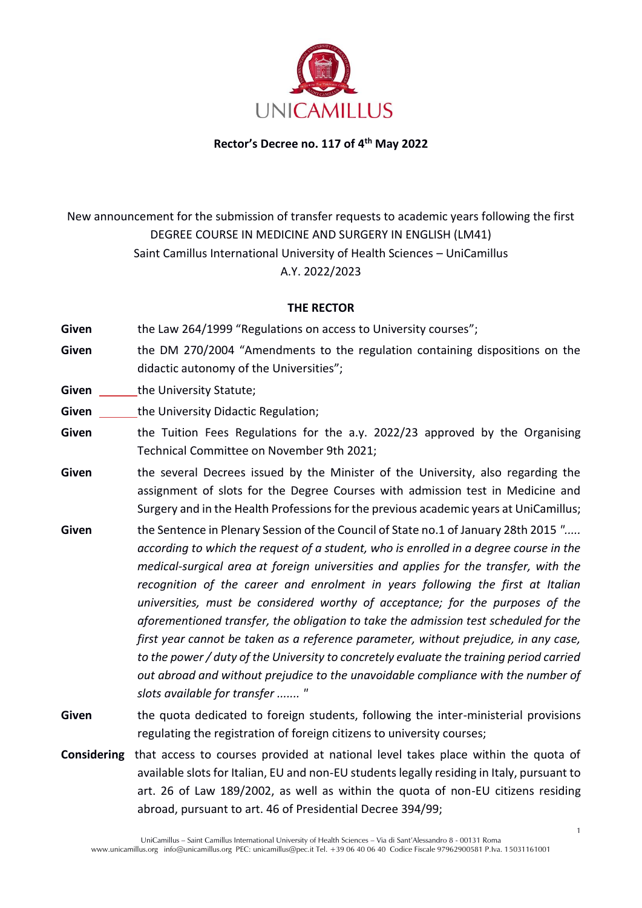UNICAMILLUS

**Rector's Decree no. 117 of 4th May 2022**

New announcement for the submission of transfer requests to academic years following the first
DEGREE COURSE IN MEDICINE AND SURGERY IN ENGLISH (LM41)
Saint Camillus International University of Health Sciences – UniCamillus
A.Y. 2022/2023

**THE RECTOR**

**Given** the Law 264/1999 "Regulations on access to University courses";

**Given** the DM 270/2004 "Amendments to the regulation containing dispositions on the didactic autonomy of the Universities";

**Given** the University Statute;

**Given** the University Didactic Regulation;

**Given** the Tuition Fees Regulations for the a.y. 2022/23 approved by the Organising Technical Committee on November 9th 2021;

**Given** the several Decrees issued by the Minister of the University, also regarding the assignment of slots for the Degree Courses with admission test in Medicine and Surgery and in the Health Professions for the previous academic years at UniCamillus;

**Given** the Sentence in Plenary Session of the Council of State no.1 of January 28th 2015 *"..... according to which the request of a student, who is enrolled in a degree course in the medical-surgical area at foreign universities and applies for the transfer, with the recognition of the career and enrolment in years following the first at Italian universities, must be considered worthy of acceptance; for the purposes of the aforementioned transfer, the obligation to take the admission test scheduled for the first year cannot be taken as a reference parameter, without prejudice, in any case, to the power / duty of the University to concretely evaluate the training period carried out abroad and without prejudice to the unavoidable compliance with the number of slots available for transfer ....... "*

**Given** the quota dedicated to foreign students, following the inter-ministerial provisions regulating the registration of foreign citizens to university courses;

**Considering** that access to courses provided at national level takes place within the quota of available slots for Italian, EU and non-EU students legally residing in Italy, pursuant to art. 26 of Law 189/2002, as well as within the quota of non-EU citizens residing abroad, pursuant to art. 46 of Presidential Decree 394/99;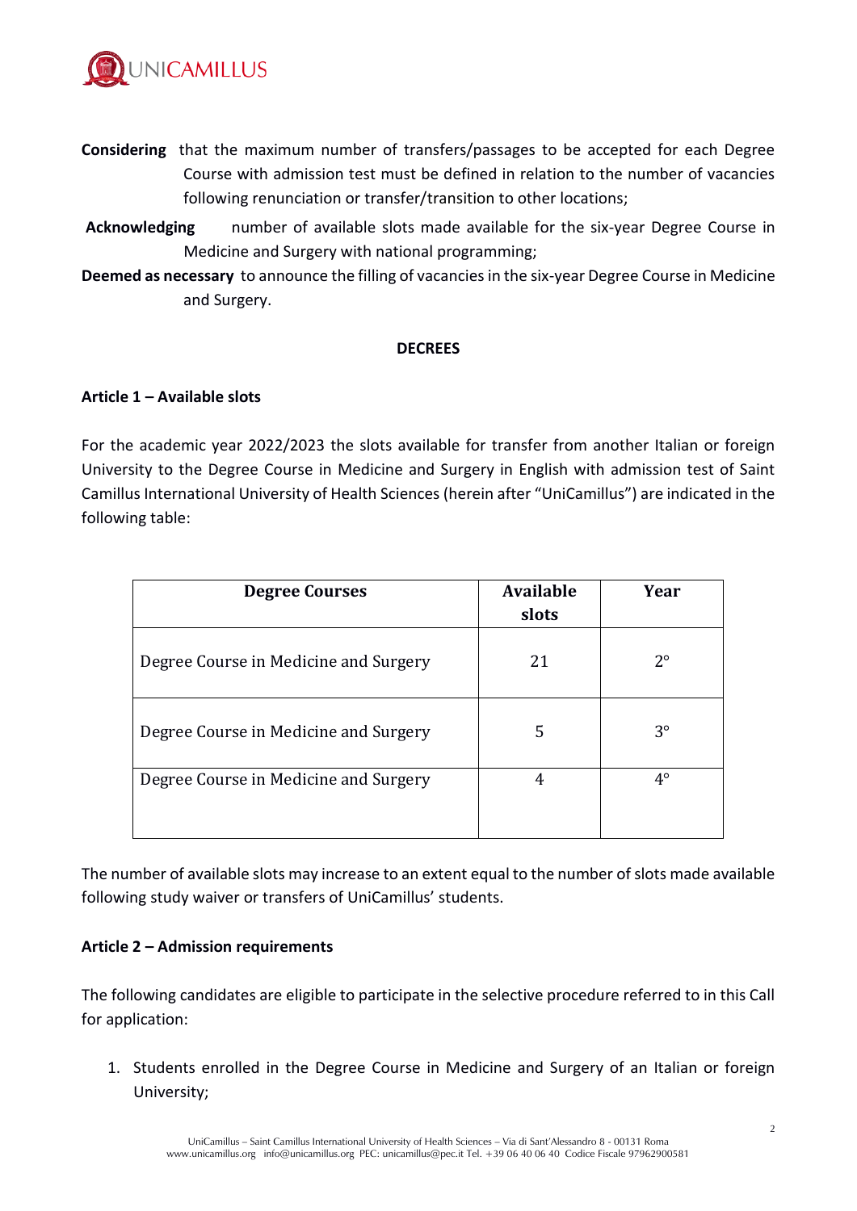**Considering** that the maximum number of transfers/passages to be accepted for each Degree Course with admission test must be defined in relation to the number of vacancies following renunciation or transfer/transition to other locations;

**Acknowledging** number of available slots made available for the six-year Degree Course in Medicine and Surgery with national programming;

**Deemed as necessary** to announce the filling of vacancies in the six-year Degree Course in Medicine and Surgery.

**DECREES**

**Article 1 – Available slots**

For the academic year 2022/2023 the slots available for transfer from another Italian or foreign University to the Degree Course in Medicine and Surgery in English with admission test of Saint Camillus International University of Health Sciences (herein after "UniCamillus") are indicated in the following table:

| Degree Courses | Available slots | Year |
|---|---|---|
| Degree Course in Medicine and Surgery | 21 | 2° |
| Degree Course in Medicine and Surgery | 5 | 3° |
| Degree Course in Medicine and Surgery | 4 | 4° |

The number of available slots may increase to an extent equal to the number of slots made available following study waiver or transfers of UniCamillus' students.

**Article 2 – Admission requirements**

The following candidates are eligible to participate in the selective procedure referred to in this Call for application:

1. Students enrolled in the Degree Course in Medicine and Surgery of an Italian or foreign University;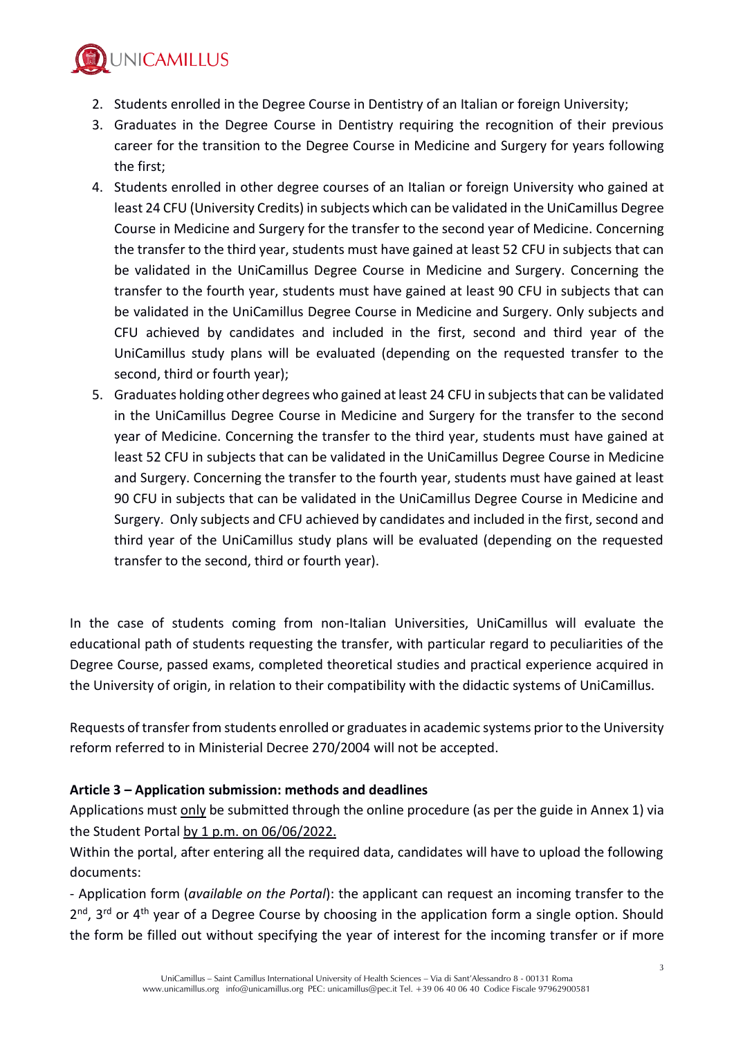2. Students enrolled in the Degree Course in Dentistry of an Italian or foreign University;
3. Graduates in the Degree Course in Dentistry requiring the recognition of their previous career for the transition to the Degree Course in Medicine and Surgery for years following the first;
4. Students enrolled in other degree courses of an Italian or foreign University who gained at least 24 CFU (University Credits) in subjects which can be validated in the UniCamillus Degree Course in Medicine and Surgery for the transfer to the second year of Medicine. Concerning the transfer to the third year, students must have gained at least 52 CFU in subjects that can be validated in the UniCamillus Degree Course in Medicine and Surgery. Concerning the transfer to the fourth year, students must have gained at least 90 CFU in subjects that can be validated in the UniCamillus Degree Course in Medicine and Surgery. Only subjects and CFU achieved by candidates and included in the first, second and third year of the UniCamillus study plans will be evaluated (depending on the requested transfer to the second, third or fourth year);
5. Graduates holding other degrees who gained at least 24 CFU in subjects that can be validated in the UniCamillus Degree Course in Medicine and Surgery for the transfer to the second year of Medicine. Concerning the transfer to the third year, students must have gained at least 52 CFU in subjects that can be validated in the UniCamillus Degree Course in Medicine and Surgery. Concerning the transfer to the fourth year, students must have gained at least 90 CFU in subjects that can be validated in the UniCamillus Degree Course in Medicine and Surgery. Only subjects and CFU achieved by candidates and included in the first, second and third year of the UniCamillus study plans will be evaluated (depending on the requested transfer to the second, third or fourth year).

In the case of students coming from non-Italian Universities, UniCamillus will evaluate the educational path of students requesting the transfer, with particular regard to peculiarities of the Degree Course, passed exams, completed theoretical studies and practical experience acquired in the University of origin, in relation to their compatibility with the didactic systems of UniCamillus.

Requests of transfer from students enrolled or graduates in academic systems prior to the University reform referred to in Ministerial Decree 270/2004 will not be accepted.

**Article 3 – Application submission: methods and deadlines**

Applications must only be submitted through the online procedure (as per the guide in Annex 1) via the Student Portal by 1 p.m. on 06/06/2022.

Within the portal, after entering all the required data, candidates will have to upload the following documents:

- Application form (*available on the Portal*): the applicant can request an incoming transfer to the 2nd, 3rd or 4th year of a Degree Course by choosing in the application form a single option. Should the form be filled out without specifying the year of interest for the incoming transfer or if more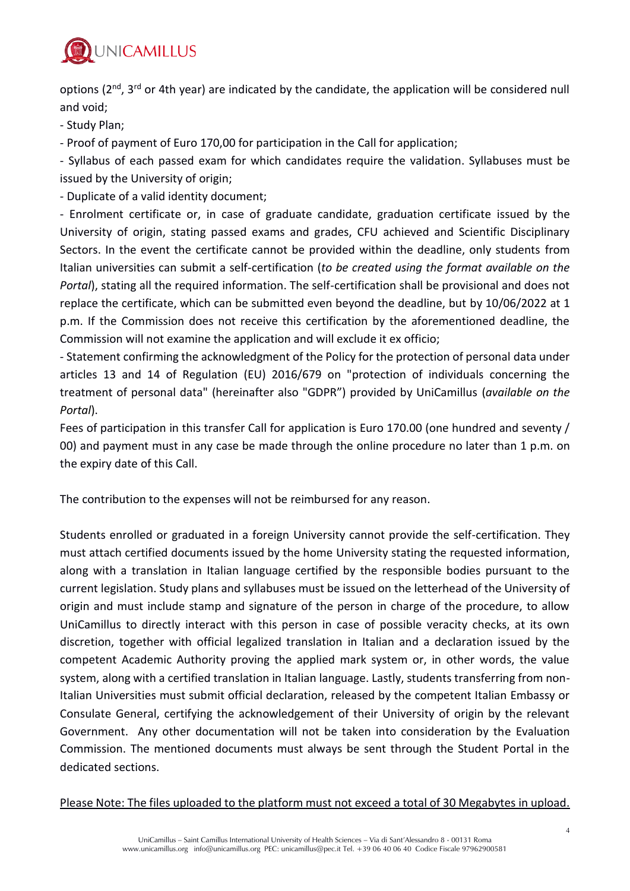options (2nd, 3rd or 4th year) are indicated by the candidate, the application will be considered null and void;

- Study Plan;
- Proof of payment of Euro 170,00 for participation in the Call for application;
- Syllabus of each passed exam for which candidates require the validation. Syllabuses must be issued by the University of origin;
- Duplicate of a valid identity document;
- Enrolment certificate or, in case of graduate candidate, graduation certificate issued by the University of origin, stating passed exams and grades, CFU achieved and Scientific Disciplinary Sectors. In the event the certificate cannot be provided within the deadline, only students from Italian universities can submit a self-certification (*to be created using the format available on the Portal*), stating all the required information. The self-certification shall be provisional and does not replace the certificate, which can be submitted even beyond the deadline, but by 10/06/2022 at 1 p.m. If the Commission does not receive this certification by the aforementioned deadline, the Commission will not examine the application and will exclude it ex officio;
- Statement confirming the acknowledgment of the Policy for the protection of personal data under articles 13 and 14 of Regulation (EU) 2016/679 on "protection of individuals concerning the treatment of personal data" (hereinafter also "GDPR") provided by UniCamillus (*available on the Portal*).

Fees of participation in this transfer Call for application is Euro 170.00 (one hundred and seventy / 00) and payment must in any case be made through the online procedure no later than 1 p.m. on the expiry date of this Call.

The contribution to the expenses will not be reimbursed for any reason.

Students enrolled or graduated in a foreign University cannot provide the self-certification. They must attach certified documents issued by the home University stating the requested information, along with a translation in Italian language certified by the responsible bodies pursuant to the current legislation. Study plans and syllabuses must be issued on the letterhead of the University of origin and must include stamp and signature of the person in charge of the procedure, to allow UniCamillus to directly interact with this person in case of possible veracity checks, at its own discretion, together with official legalized translation in Italian and a declaration issued by the competent Academic Authority proving the applied mark system or, in other words, the value system, along with a certified translation in Italian language. Lastly, students transferring from non-Italian Universities must submit official declaration, released by the competent Italian Embassy or Consulate General, certifying the acknowledgement of their University of origin by the relevant Government. Any other documentation will not be taken into consideration by the Evaluation Commission. The mentioned documents must always be sent through the Student Portal in the dedicated sections.

<u>Please Note: The files uploaded to the platform must not exceed a total of 30 Megabytes in upload.</u>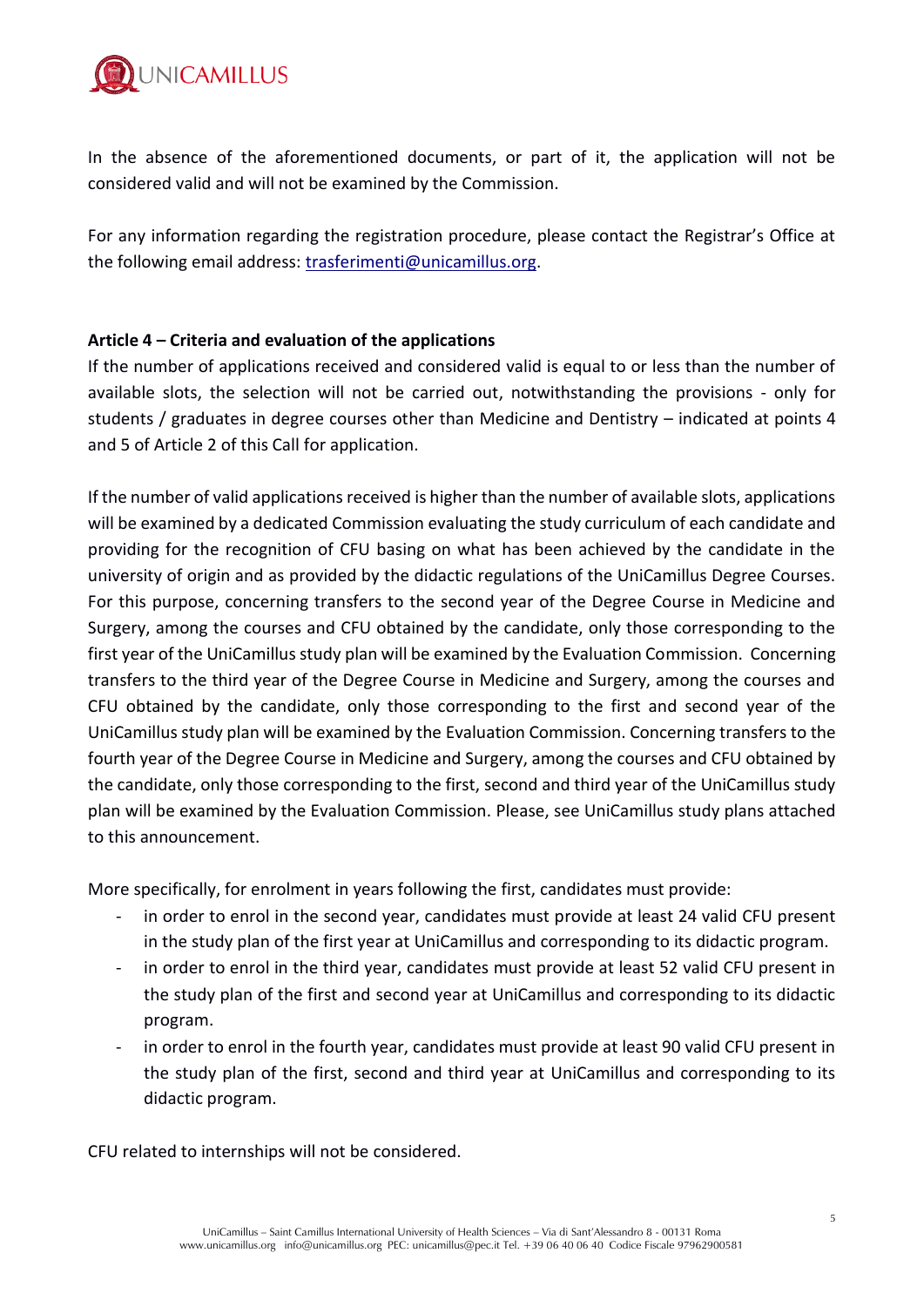In the absence of the aforementioned documents, or part of it, the application will not be considered valid and will not be examined by the Commission.

For any information regarding the registration procedure, please contact the Registrar's Office at the following email address: trasferimenti@unicamillus.org.

**Article 4 – Criteria and evaluation of the applications**

If the number of applications received and considered valid is equal to or less than the number of available slots, the selection will not be carried out, notwithstanding the provisions - only for students / graduates in degree courses other than Medicine and Dentistry – indicated at points 4 and 5 of Article 2 of this Call for application.

If the number of valid applications received is higher than the number of available slots, applications will be examined by a dedicated Commission evaluating the study curriculum of each candidate and providing for the recognition of CFU basing on what has been achieved by the candidate in the university of origin and as provided by the didactic regulations of the UniCamillus Degree Courses. For this purpose, concerning transfers to the second year of the Degree Course in Medicine and Surgery, among the courses and CFU obtained by the candidate, only those corresponding to the first year of the UniCamillus study plan will be examined by the Evaluation Commission. Concerning transfers to the third year of the Degree Course in Medicine and Surgery, among the courses and CFU obtained by the candidate, only those corresponding to the first and second year of the UniCamillus study plan will be examined by the Evaluation Commission. Concerning transfers to the fourth year of the Degree Course in Medicine and Surgery, among the courses and CFU obtained by the candidate, only those corresponding to the first, second and third year of the UniCamillus study plan will be examined by the Evaluation Commission. Please, see UniCamillus study plans attached to this announcement.

More specifically, for enrolment in years following the first, candidates must provide:

- in order to enrol in the second year, candidates must provide at least 24 valid CFU present in the study plan of the first year at UniCamillus and corresponding to its didactic program.
- in order to enrol in the third year, candidates must provide at least 52 valid CFU present in the study plan of the first and second year at UniCamillus and corresponding to its didactic program.
- in order to enrol in the fourth year, candidates must provide at least 90 valid CFU present in the study plan of the first, second and third year at UniCamillus and corresponding to its didactic program.

CFU related to internships will not be considered.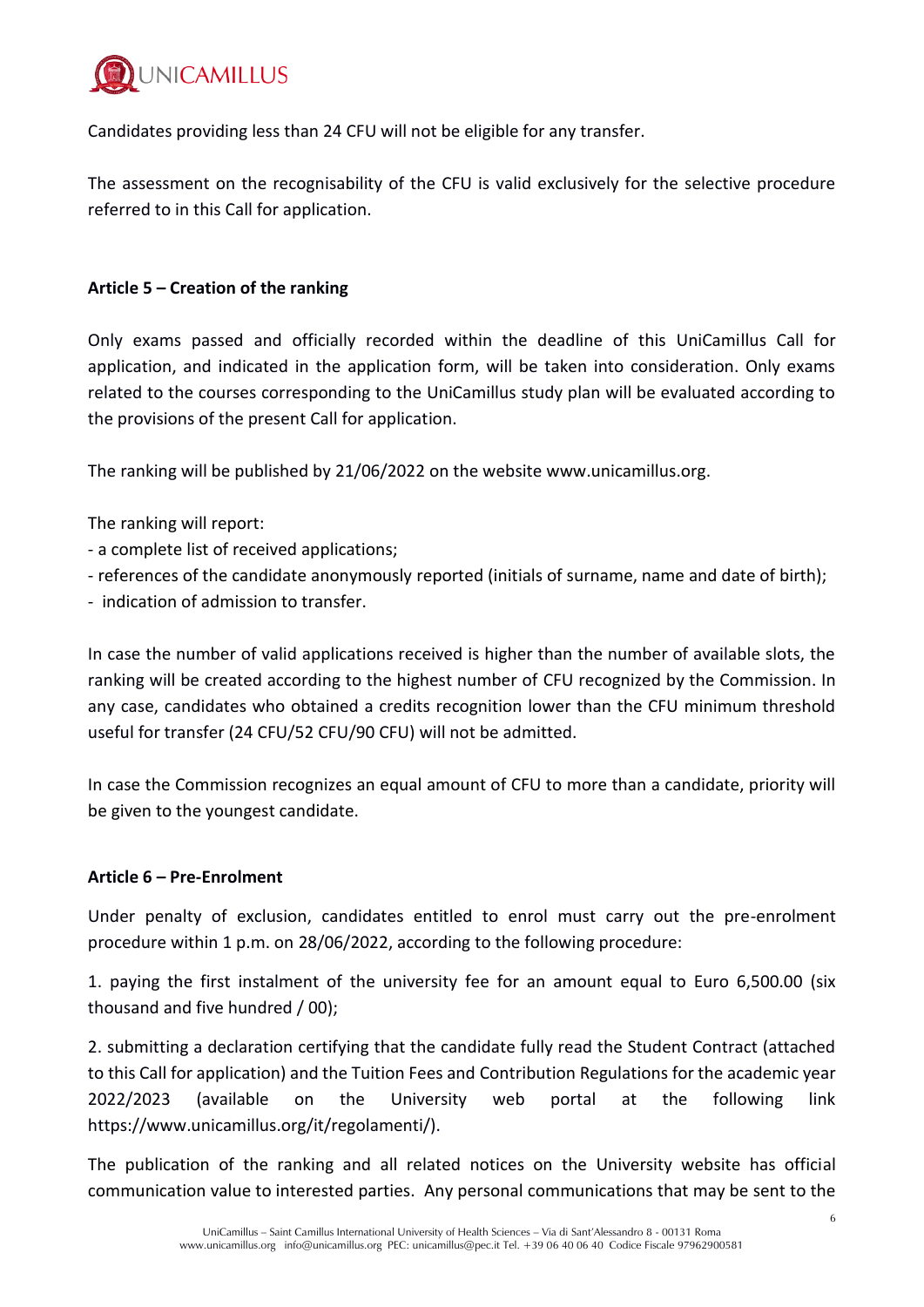Candidates providing less than 24 CFU will not be eligible for any transfer.

The assessment on the recognisability of the CFU is valid exclusively for the selective procedure referred to in this Call for application.

**Article 5 – Creation of the ranking**

Only exams passed and officially recorded within the deadline of this UniCamillus Call for application, and indicated in the application form, will be taken into consideration. Only exams related to the courses corresponding to the UniCamillus study plan will be evaluated according to the provisions of the present Call for application.

The ranking will be published by 21/06/2022 on the website www.unicamillus.org.

The ranking will report:

- a complete list of received applications;
- references of the candidate anonymously reported (initials of surname, name and date of birth);
- indication of admission to transfer.

In case the number of valid applications received is higher than the number of available slots, the ranking will be created according to the highest number of CFU recognized by the Commission. In any case, candidates who obtained a credits recognition lower than the CFU minimum threshold useful for transfer (24 CFU/52 CFU/90 CFU) will not be admitted.

In case the Commission recognizes an equal amount of CFU to more than a candidate, priority will be given to the youngest candidate.

**Article 6 – Pre-Enrolment**

Under penalty of exclusion, candidates entitled to enrol must carry out the pre-enrolment procedure within 1 p.m. on 28/06/2022, according to the following procedure:

1. paying the first instalment of the university fee for an amount equal to Euro 6,500.00 (six thousand and five hundred / 00);

2. submitting a declaration certifying that the candidate fully read the Student Contract (attached to this Call for application) and the Tuition Fees and Contribution Regulations for the academic year 2022/2023 (available on the University web portal at the following link https://www.unicamillus.org/it/regolamenti/).

The publication of the ranking and all related notices on the University website has official communication value to interested parties. Any personal communications that may be sent to the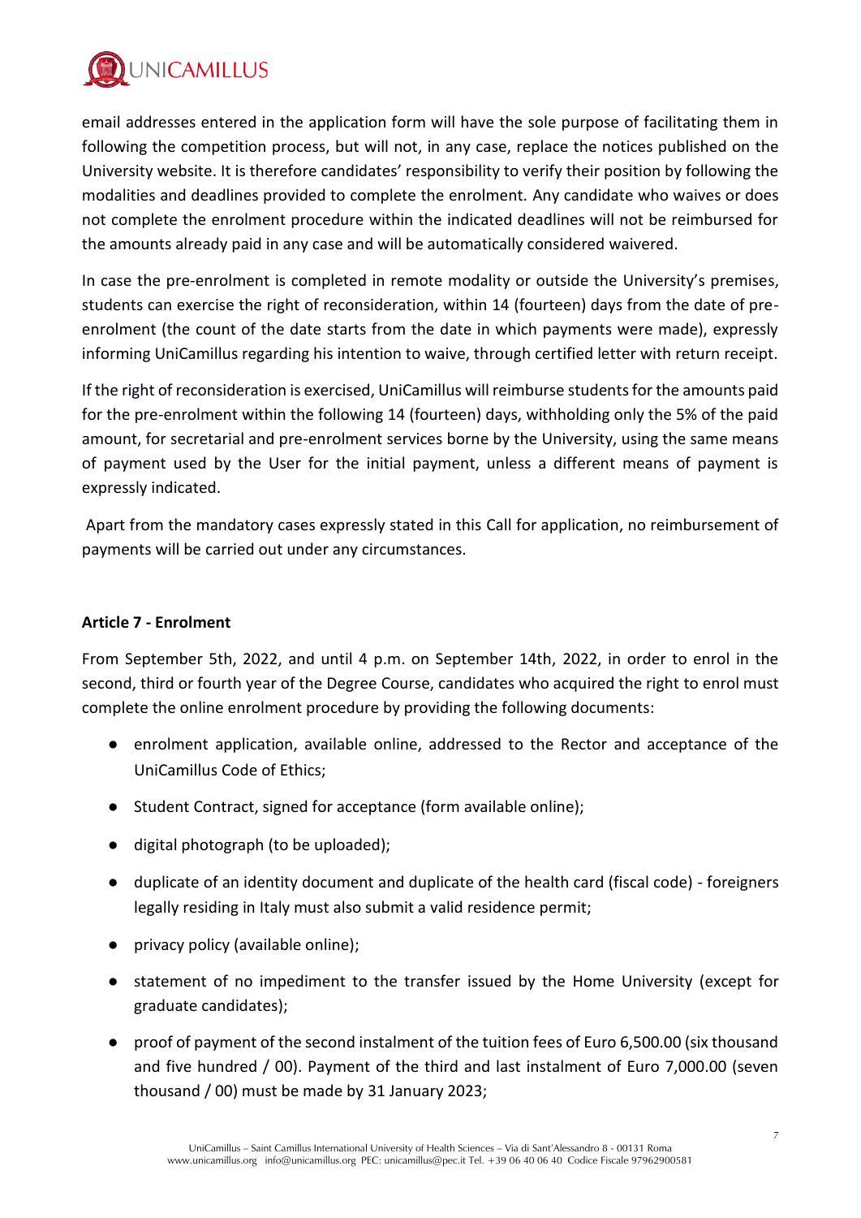email addresses entered in the application form will have the sole purpose of facilitating them in following the competition process, but will not, in any case, replace the notices published on the University website. It is therefore candidates' responsibility to verify their position by following the modalities and deadlines provided to complete the enrolment. Any candidate who waives or does not complete the enrolment procedure within the indicated deadlines will not be reimbursed for the amounts already paid in any case and will be automatically considered waivered.

In case the pre-enrolment is completed in remote modality or outside the University's premises, students can exercise the right of reconsideration, within 14 (fourteen) days from the date of pre-enrolment (the count of the date starts from the date in which payments were made), expressly informing UniCamillus regarding his intention to waive, through certified letter with return receipt.

If the right of reconsideration is exercised, UniCamillus will reimburse students for the amounts paid for the pre-enrolment within the following 14 (fourteen) days, withholding only the 5% of the paid amount, for secretarial and pre-enrolment services borne by the University, using the same means of payment used by the User for the initial payment, unless a different means of payment is expressly indicated.

Apart from the mandatory cases expressly stated in this Call for application, no reimbursement of payments will be carried out under any circumstances.

**Article 7 - Enrolment**

From September 5th, 2022, and until 4 p.m. on September 14th, 2022, in order to enrol in the second, third or fourth year of the Degree Course, candidates who acquired the right to enrol must complete the online enrolment procedure by providing the following documents:

- enrolment application, available online, addressed to the Rector and acceptance of the UniCamillus Code of Ethics;
- Student Contract, signed for acceptance (form available online);
- digital photograph (to be uploaded);
- duplicate of an identity document and duplicate of the health card (fiscal code) - foreigners legally residing in Italy must also submit a valid residence permit;
- privacy policy (available online);
- statement of no impediment to the transfer issued by the Home University (except for graduate candidates);
- proof of payment of the second instalment of the tuition fees of Euro 6,500.00 (six thousand and five hundred / 00). Payment of the third and last instalment of Euro 7,000.00 (seven thousand / 00) must be made by 31 January 2023;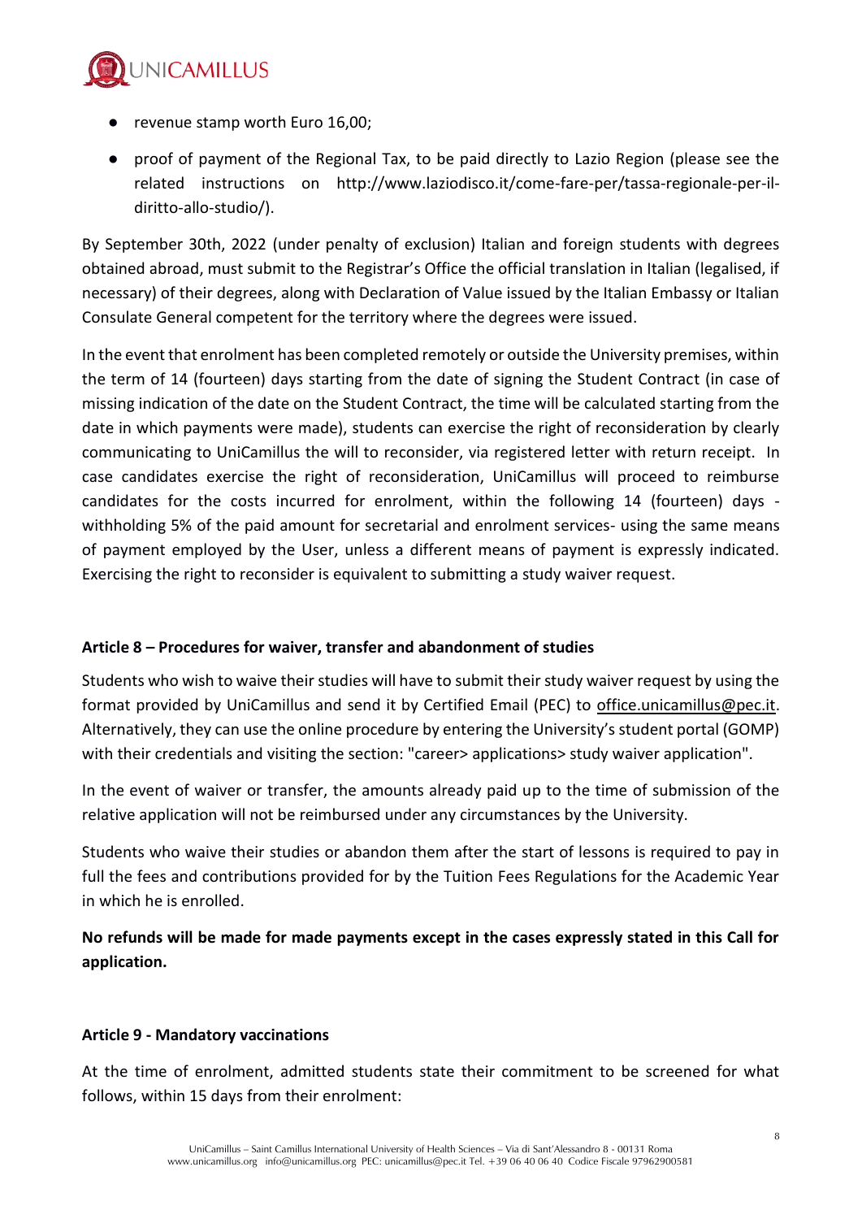- revenue stamp worth Euro 16,00;
- proof of payment of the Regional Tax, to be paid directly to Lazio Region (please see the related instructions on http://www.laziodisco.it/come-fare-per/tassa-regionale-per-il-diritto-allo-studio/).

By September 30th, 2022 (under penalty of exclusion) Italian and foreign students with degrees obtained abroad, must submit to the Registrar's Office the official translation in Italian (legalised, if necessary) of their degrees, along with Declaration of Value issued by the Italian Embassy or Italian Consulate General competent for the territory where the degrees were issued.

In the event that enrolment has been completed remotely or outside the University premises, within the term of 14 (fourteen) days starting from the date of signing the Student Contract (in case of missing indication of the date on the Student Contract, the time will be calculated starting from the date in which payments were made), students can exercise the right of reconsideration by clearly communicating to UniCamillus the will to reconsider, via registered letter with return receipt. In case candidates exercise the right of reconsideration, UniCamillus will proceed to reimburse candidates for the costs incurred for enrolment, within the following 14 (fourteen) days - withholding 5% of the paid amount for secretarial and enrolment services- using the same means of payment employed by the User, unless a different means of payment is expressly indicated. Exercising the right to reconsider is equivalent to submitting a study waiver request.

### Article 8 – Procedures for waiver, transfer and abandonment of studies

Students who wish to waive their studies will have to submit their study waiver request by using the format provided by UniCamillus and send it by Certified Email (PEC) to office.unicamillus@pec.it. Alternatively, they can use the online procedure by entering the University's student portal (GOMP) with their credentials and visiting the section: "career> applications> study waiver application".

In the event of waiver or transfer, the amounts already paid up to the time of submission of the relative application will not be reimbursed under any circumstances by the University.

Students who waive their studies or abandon them after the start of lessons is required to pay in full the fees and contributions provided for by the Tuition Fees Regulations for the Academic Year in which he is enrolled.

**No refunds will be made for made payments except in the cases expressly stated in this Call for application.**

### Article 9 - Mandatory vaccinations

At the time of enrolment, admitted students state their commitment to be screened for what follows, within 15 days from their enrolment: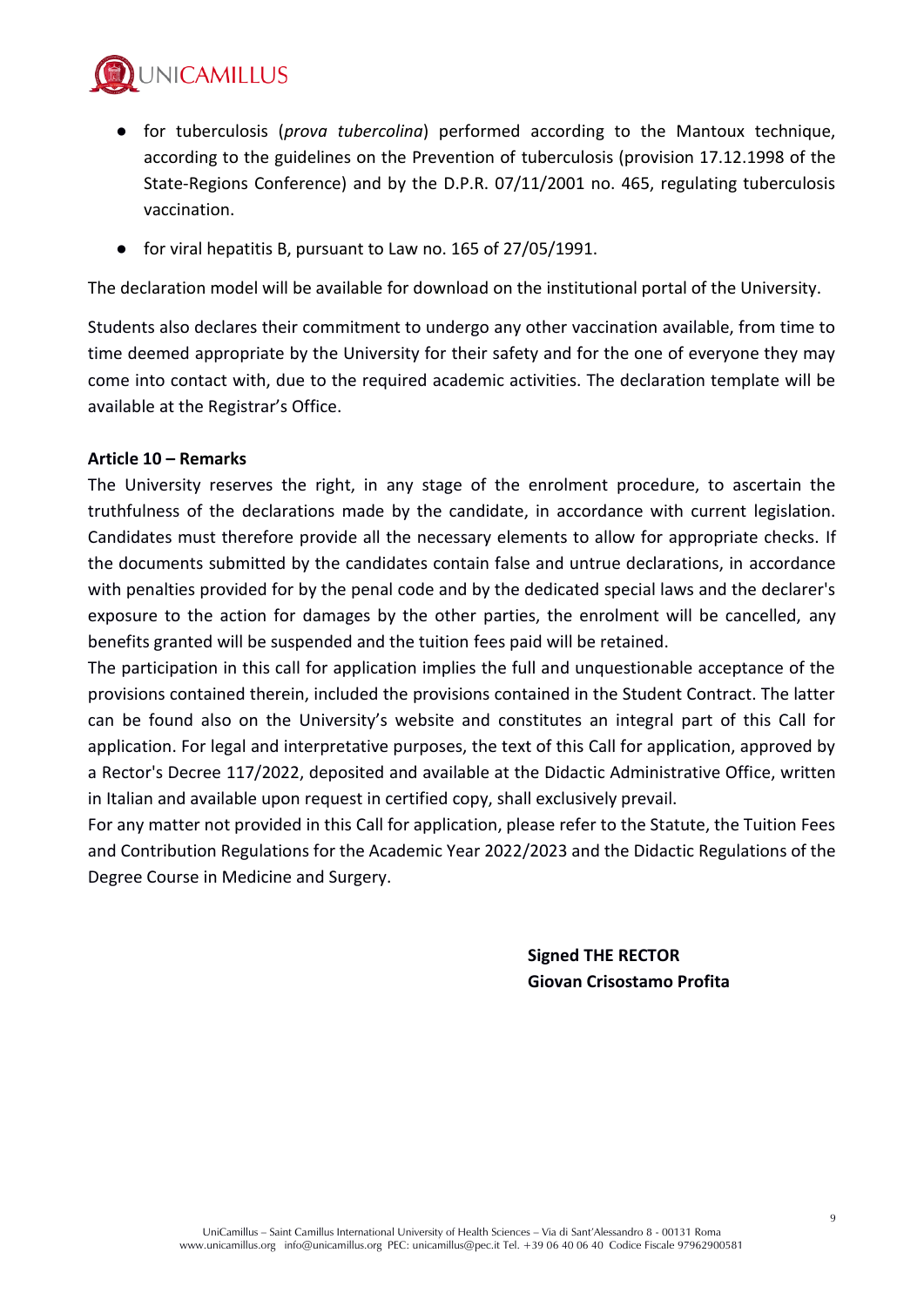- for tuberculosis (*prova tubercolina*) performed according to the Mantoux technique, according to the guidelines on the Prevention of tuberculosis (provision 17.12.1998 of the State-Regions Conference) and by the D.P.R. 07/11/2001 no. 465, regulating tuberculosis vaccination.
- for viral hepatitis B, pursuant to Law no. 165 of 27/05/1991.

The declaration model will be available for download on the institutional portal of the University.

Students also declares their commitment to undergo any other vaccination available, from time to time deemed appropriate by the University for their safety and for the one of everyone they may come into contact with, due to the required academic activities. The declaration template will be available at the Registrar's Office.

**Article 10 – Remarks**

The University reserves the right, in any stage of the enrolment procedure, to ascertain the truthfulness of the declarations made by the candidate, in accordance with current legislation. Candidates must therefore provide all the necessary elements to allow for appropriate checks. If the documents submitted by the candidates contain false and untrue declarations, in accordance with penalties provided for by the penal code and by the dedicated special laws and the declarer's exposure to the action for damages by the other parties, the enrolment will be cancelled, any benefits granted will be suspended and the tuition fees paid will be retained.

The participation in this call for application implies the full and unquestionable acceptance of the provisions contained therein, included the provisions contained in the Student Contract. The latter can be found also on the University's website and constitutes an integral part of this Call for application. For legal and interpretative purposes, the text of this Call for application, approved by a Rector's Decree 117/2022, deposited and available at the Didactic Administrative Office, written in Italian and available upon request in certified copy, shall exclusively prevail.

For any matter not provided in this Call for application, please refer to the Statute, the Tuition Fees and Contribution Regulations for the Academic Year 2022/2023 and the Didactic Regulations of the Degree Course in Medicine and Surgery.

**Signed THE RECTOR**
**Giovan Crisostamo Profita**